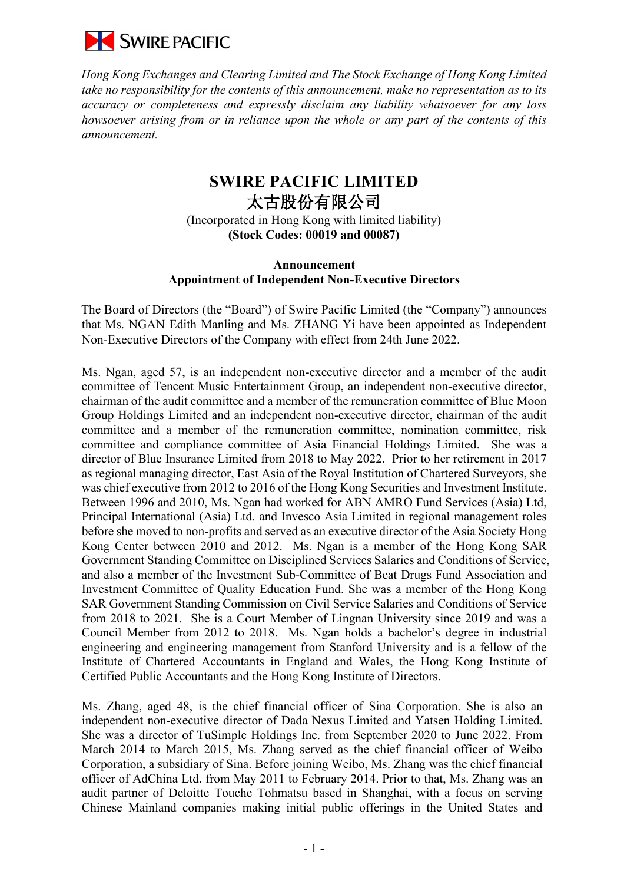SWIRE PACIFIC

*Hong Kong Exchanges and Clearing Limited and The Stock Exchange of Hong Kong Limited take no responsibility for the contents of this announcement, make no representation as to its accuracy or completeness and expressly disclaim any liability whatsoever for any loss howsoever arising from or in reliance upon the whole or any part of the contents of this announcement.*

# SWIRE PACIFIC LIMITED
# 太古股份有限公司

(Incorporated in Hong Kong with limited liability)
**(Stock Codes: 00019 and 00087)**

**Announcement**
**Appointment of Independent Non-Executive Directors**

The Board of Directors (the "Board") of Swire Pacific Limited (the "Company") announces that Ms. NGAN Edith Manling and Ms. ZHANG Yi have been appointed as Independent Non-Executive Directors of the Company with effect from 24th June 2022.

Ms. Ngan, aged 57, is an independent non-executive director and a member of the audit committee of Tencent Music Entertainment Group, an independent non-executive director, chairman of the audit committee and a member of the remuneration committee of Blue Moon Group Holdings Limited and an independent non-executive director, chairman of the audit committee and a member of the remuneration committee, nomination committee, risk committee and compliance committee of Asia Financial Holdings Limited. She was a director of Blue Insurance Limited from 2018 to May 2022. Prior to her retirement in 2017 as regional managing director, East Asia of the Royal Institution of Chartered Surveyors, she was chief executive from 2012 to 2016 of the Hong Kong Securities and Investment Institute. Between 1996 and 2010, Ms. Ngan had worked for ABN AMRO Fund Services (Asia) Ltd, Principal International (Asia) Ltd. and Invesco Asia Limited in regional management roles before she moved to non-profits and served as an executive director of the Asia Society Hong Kong Center between 2010 and 2012. Ms. Ngan is a member of the Hong Kong SAR Government Standing Committee on Disciplined Services Salaries and Conditions of Service, and also a member of the Investment Sub-Committee of Beat Drugs Fund Association and Investment Committee of Quality Education Fund. She was a member of the Hong Kong SAR Government Standing Commission on Civil Service Salaries and Conditions of Service from 2018 to 2021. She is a Court Member of Lingnan University since 2019 and was a Council Member from 2012 to 2018. Ms. Ngan holds a bachelor's degree in industrial engineering and engineering management from Stanford University and is a fellow of the Institute of Chartered Accountants in England and Wales, the Hong Kong Institute of Certified Public Accountants and the Hong Kong Institute of Directors.

Ms. Zhang, aged 48, is the chief financial officer of Sina Corporation. She is also an independent non-executive director of Dada Nexus Limited and Yatsen Holding Limited. She was a director of TuSimple Holdings Inc. from September 2020 to June 2022. From March 2014 to March 2015, Ms. Zhang served as the chief financial officer of Weibo Corporation, a subsidiary of Sina. Before joining Weibo, Ms. Zhang was the chief financial officer of AdChina Ltd. from May 2011 to February 2014. Prior to that, Ms. Zhang was an audit partner of Deloitte Touche Tohmatsu based in Shanghai, with a focus on serving Chinese Mainland companies making initial public offerings in the United States and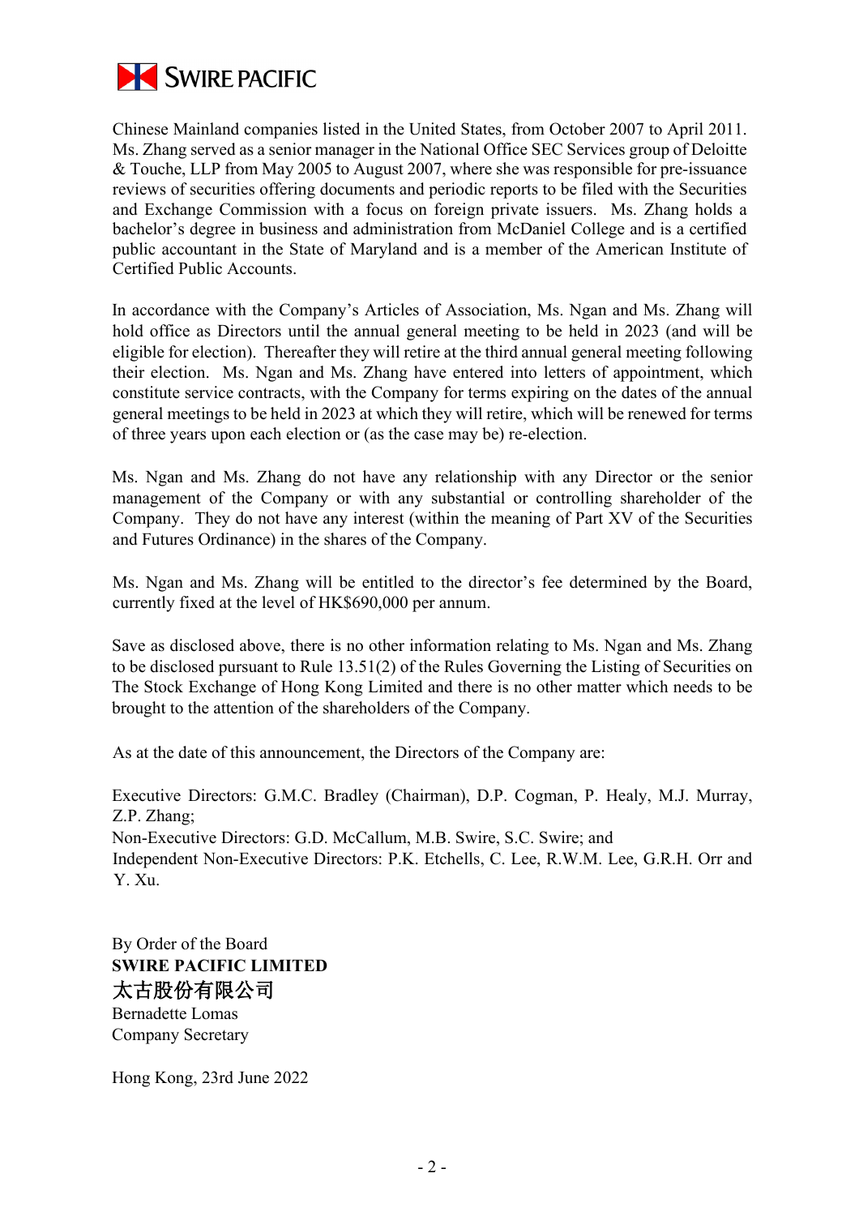Chinese Mainland companies listed in the United States, from October 2007 to April 2011. Ms. Zhang served as a senior manager in the National Office SEC Services group of Deloitte & Touche, LLP from May 2005 to August 2007, where she was responsible for pre-issuance reviews of securities offering documents and periodic reports to be filed with the Securities and Exchange Commission with a focus on foreign private issuers. Ms. Zhang holds a bachelor's degree in business and administration from McDaniel College and is a certified public accountant in the State of Maryland and is a member of the American Institute of Certified Public Accounts.

In accordance with the Company's Articles of Association, Ms. Ngan and Ms. Zhang will hold office as Directors until the annual general meeting to be held in 2023 (and will be eligible for election). Thereafter they will retire at the third annual general meeting following their election. Ms. Ngan and Ms. Zhang have entered into letters of appointment, which constitute service contracts, with the Company for terms expiring on the dates of the annual general meetings to be held in 2023 at which they will retire, which will be renewed for terms of three years upon each election or (as the case may be) re-election.

Ms. Ngan and Ms. Zhang do not have any relationship with any Director or the senior management of the Company or with any substantial or controlling shareholder of the Company. They do not have any interest (within the meaning of Part XV of the Securities and Futures Ordinance) in the shares of the Company.

Ms. Ngan and Ms. Zhang will be entitled to the director's fee determined by the Board, currently fixed at the level of HK$690,000 per annum.

Save as disclosed above, there is no other information relating to Ms. Ngan and Ms. Zhang to be disclosed pursuant to Rule 13.51(2) of the Rules Governing the Listing of Securities on The Stock Exchange of Hong Kong Limited and there is no other matter which needs to be brought to the attention of the shareholders of the Company.

As at the date of this announcement, the Directors of the Company are:

Executive Directors: G.M.C. Bradley (Chairman), D.P. Cogman, P. Healy, M.J. Murray, Z.P. Zhang;
Non-Executive Directors: G.D. McCallum, M.B. Swire, S.C. Swire; and
Independent Non-Executive Directors: P.K. Etchells, C. Lee, R.W.M. Lee, G.R.H. Orr and Y. Xu.

By Order of the Board
**SWIRE PACIFIC LIMITED**
**太古股份有限公司**
Bernadette Lomas
Company Secretary

Hong Kong, 23rd June 2022